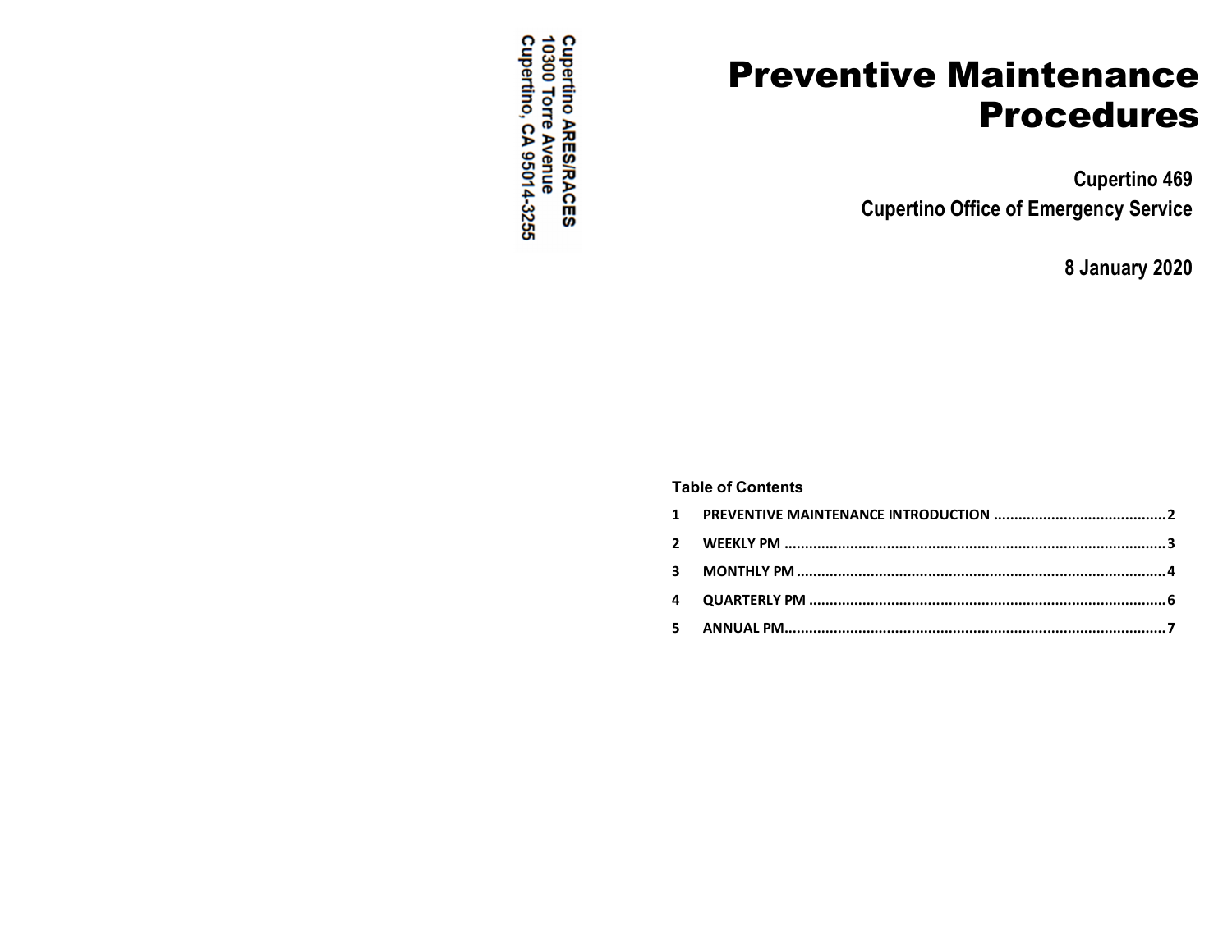Cupertino **ARES/RACES**
10300 Torre Avenue
Cupertino, CA 95014-3255

# Preventive Maintenance Procedures

**Cupertino 469**

**Cupertino Office of Emergency Service**

**8 January 2020**

**Table of Contents**

**1 PREVENTIVE MAINTENANCE INTRODUCTION .......................................... 2**

**2 WEEKLY PM ............................................................................................ 3**

**3 MONTHLY PM ......................................................................................... 4**

**4 QUARTERLY PM ...................................................................................... 6**

**5 ANNUAL PM............................................................................................ 7**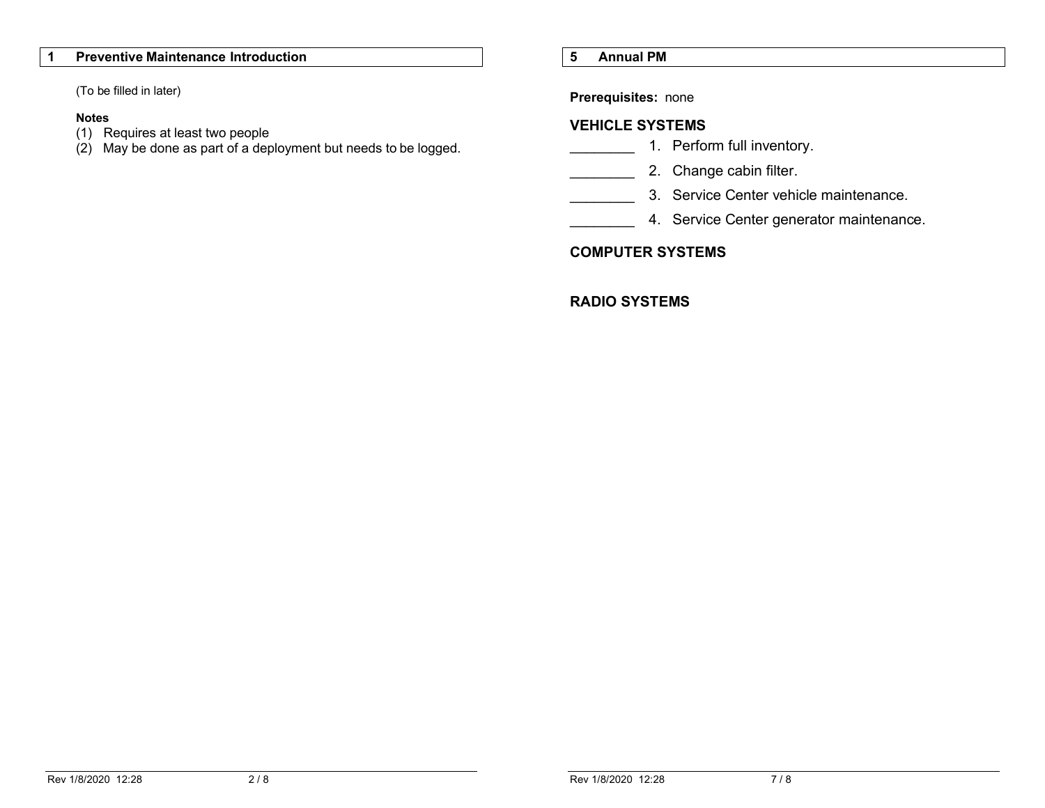## 1 Preventive Maintenance Introduction

(To be filled in later)

**Notes**

(1) Requires at least two people
(2) May be done as part of a deployment but needs to be logged.

## 5 Annual PM

**Prerequisites:** none

### VEHICLE SYSTEMS

________ 1. Perform full inventory.

________ 2. Change cabin filter.

________ 3. Service Center vehicle maintenance.

________ 4. Service Center generator maintenance.

### COMPUTER SYSTEMS

### RADIO SYSTEMS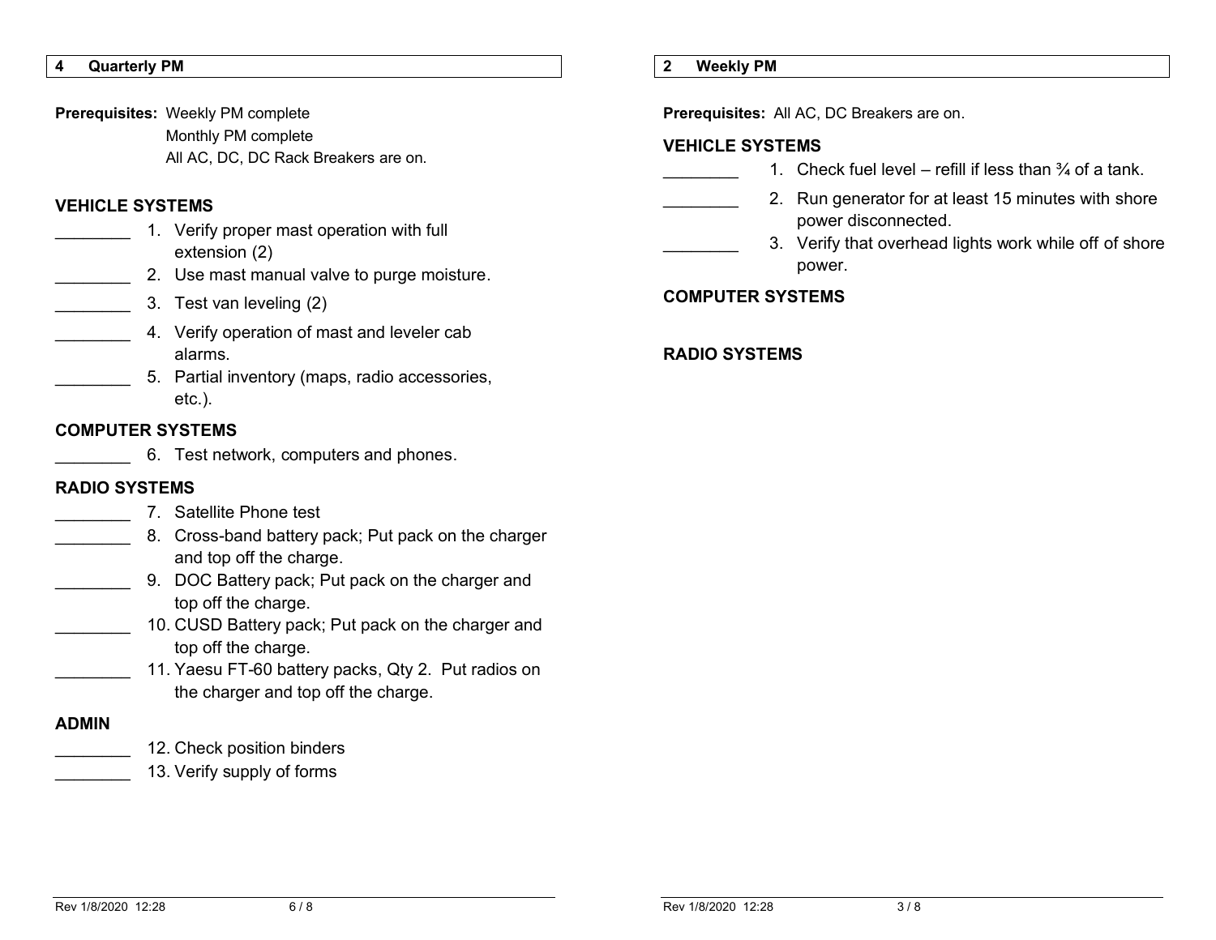## 4 Quarterly PM

**Prerequisites:** Weekly PM complete
Monthly PM complete
All AC, DC, DC Rack Breakers are on.

### VEHICLE SYSTEMS

________ 1. Verify proper mast operation with full extension (2)

________ 2. Use mast manual valve to purge moisture.

________ 3. Test van leveling (2)

________ 4. Verify operation of mast and leveler cab alarms.

________ 5. Partial inventory (maps, radio accessories, etc.).

### COMPUTER SYSTEMS

________ 6. Test network, computers and phones.

### RADIO SYSTEMS

________ 7. Satellite Phone test

________ 8. Cross-band battery pack; Put pack on the charger and top off the charge.

________ 9. DOC Battery pack; Put pack on the charger and top off the charge.

________ 10. CUSD Battery pack; Put pack on the charger and top off the charge.

________ 11. Yaesu FT-60 battery packs, Qty 2. Put radios on the charger and top off the charge.

### ADMIN

________ 12. Check position binders

________ 13. Verify supply of forms

## 2 Weekly PM

**Prerequisites:** All AC, DC Breakers are on.

### VEHICLE SYSTEMS

________ 1. Check fuel level – refill if less than ¾ of a tank.

________ 2. Run generator for at least 15 minutes with shore power disconnected.

________ 3. Verify that overhead lights work while off of shore power.

### COMPUTER SYSTEMS

### RADIO SYSTEMS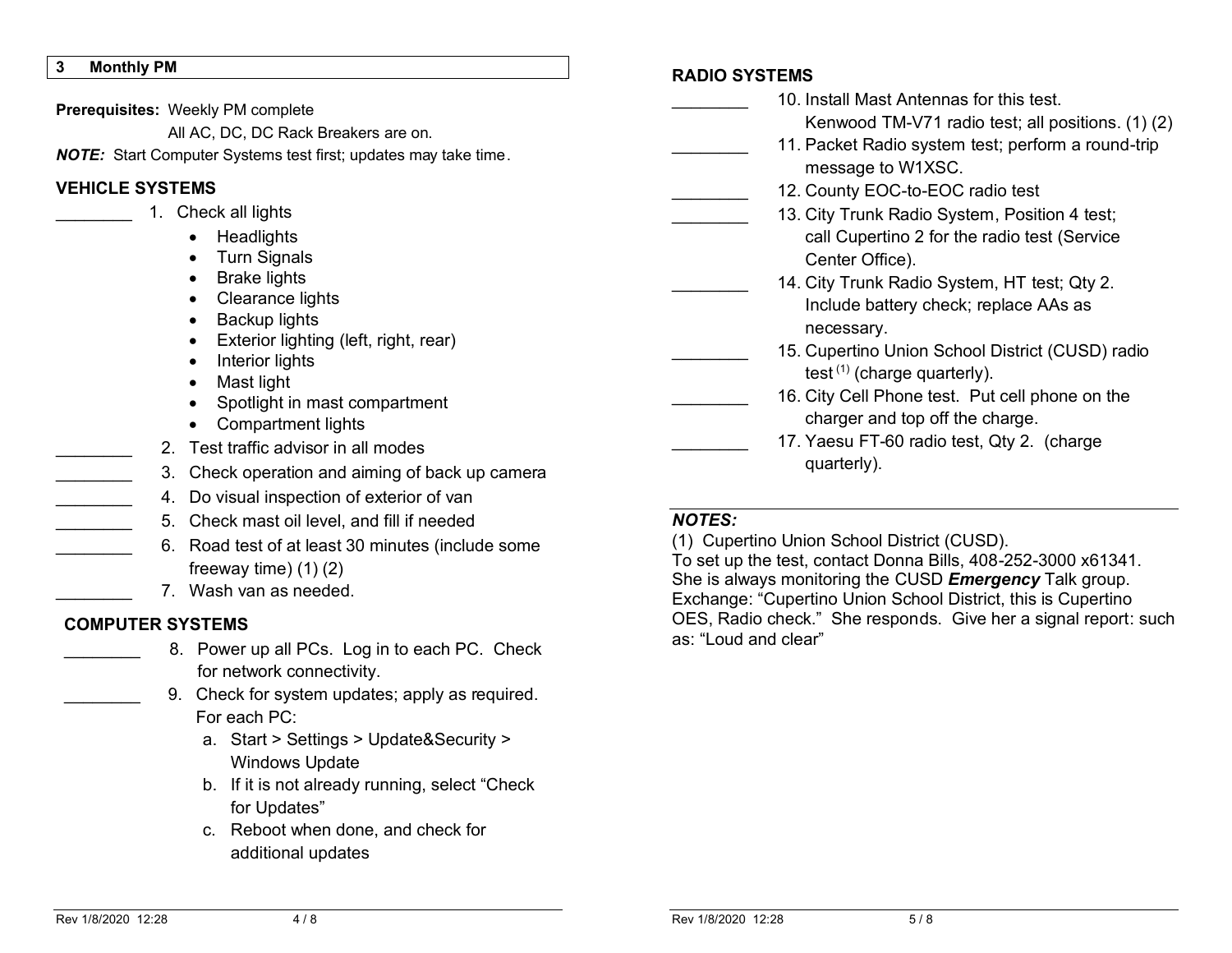## 3 Monthly PM

**Prerequisites:** Weekly PM complete

All AC, DC, DC Rack Breakers are on.

***NOTE:*** Start Computer Systems test first; updates may take time.

### VEHICLE SYSTEMS

________ 1. Check all lights

- Headlights
- Turn Signals
- Brake lights
- Clearance lights
- Backup lights
- Exterior lighting (left, right, rear)
- Interior lights
- Mast light
- Spotlight in mast compartment
- Compartment lights

________ 2. Test traffic advisor in all modes

________ 3. Check operation and aiming of back up camera

________ 4. Do visual inspection of exterior of van

________ 5. Check mast oil level, and fill if needed

________ 6. Road test of at least 30 minutes (include some freeway time) (1) (2)

________ 7. Wash van as needed.

### COMPUTER SYSTEMS

________ 8. Power up all PCs. Log in to each PC. Check for network connectivity.

________ 9. Check for system updates; apply as required. For each PC:

a. Start > Settings > Update&Security > Windows Update

b. If it is not already running, select "Check for Updates"

c. Reboot when done, and check for additional updates

### RADIO SYSTEMS

________ 10. Install Mast Antennas for this test. Kenwood TM-V71 radio test; all positions. (1) (2)

________ 11. Packet Radio system test; perform a round-trip message to W1XSC.

________ 12. County EOC-to-EOC radio test

________ 13. City Trunk Radio System, Position 4 test; call Cupertino 2 for the radio test (Service Center Office).

________ 14. City Trunk Radio System, HT test; Qty 2. Include battery check; replace AAs as necessary.

________ 15. Cupertino Union School District (CUSD) radio test (1) (charge quarterly).

________ 16. City Cell Phone test. Put cell phone on the charger and top off the charge.

________ 17. Yaesu FT-60 radio test, Qty 2. (charge quarterly).

***NOTES:***

(1) Cupertino Union School District (CUSD).
To set up the test, contact Donna Bills, 408-252-3000 x61341. She is always monitoring the CUSD ***Emergency*** Talk group. Exchange: "Cupertino Union School District, this is Cupertino OES, Radio check." She responds. Give her a signal report: such as: "Loud and clear"